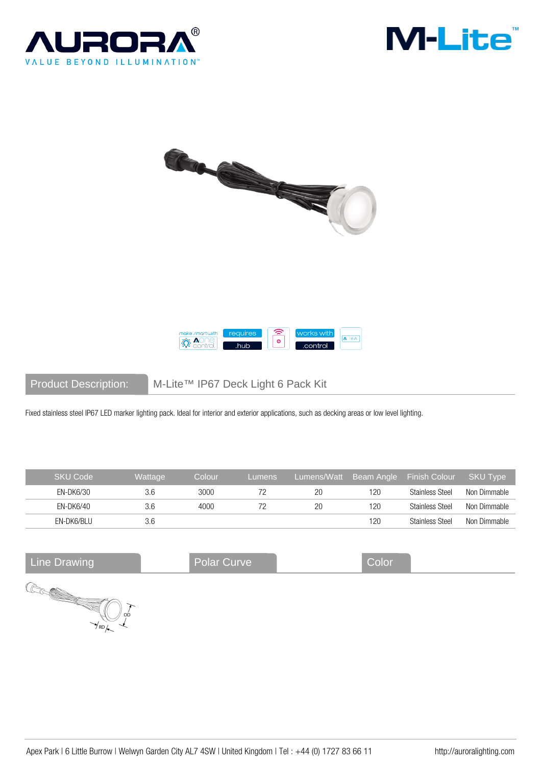## Product Description: M-Lite™ IP67 Deck Light 6 Pack Kit

Fixed stainless steel IP67 LED marker lighting pack. Ideal for interior and exterior applications, such as decking areas or low level lighting.

| SKU Code | Wattage | Colour | Lumens | Lumens/Watt | Beam Angle | Finish Colour | SKU Type |
|---|---|---|---|---|---|---|---|
| EN-DK6/30 | 3.6 | 3000 | 72 | 20 | 120 | Stainless Steel | Non Dimmable |
| EN-DK6/40 | 3.6 | 4000 | 72 | 20 | 120 | Stainless Steel | Non Dimmable |
| EN-DK6/BLU | 3.6 | | | | 120 | Stainless Steel | Non Dimmable |

## Line Drawing

## Polar Curve

## Color

Apex Park | 6 Little Burrow | Welwyn Garden City AL7 4SW | United Kingdom | Tel : +44 (0) 1727 83 66 11

http://auroralighting.com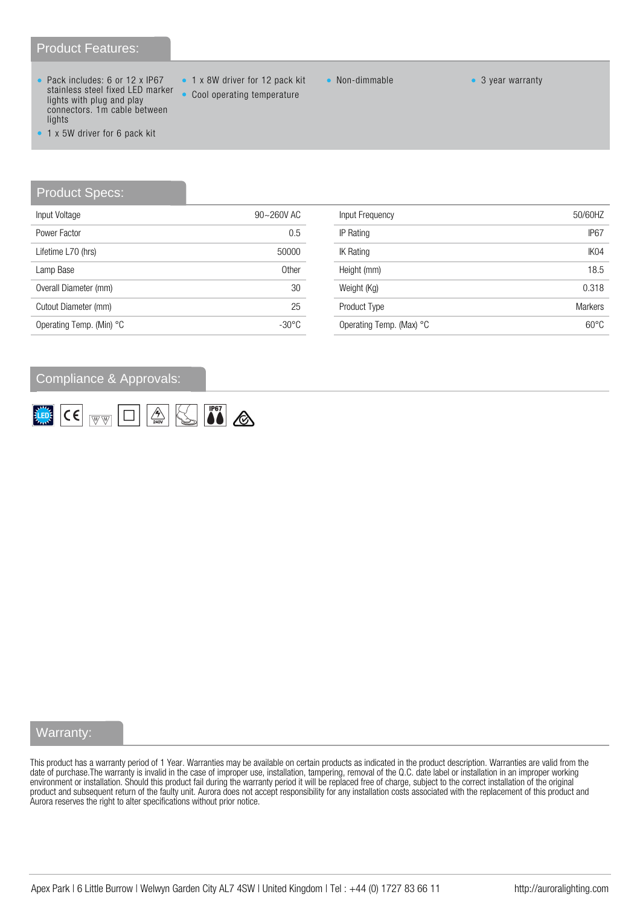## Product Features:

- Pack includes: 6 or 12 x IP67 stainless steel fixed LED marker lights with plug and play connectors. 1m cable between lights
- 1 x 5W driver for 6 pack kit
- 1 x 8W driver for 12 pack kit
- Cool operating temperature
- Non-dimmable
- 3 year warranty

## Product Specs:

| | | | |
|---|---|---|---|
| Input Voltage | 90~260V AC | Input Frequency | 50/60HZ |
| Power Factor | 0.5 | IP Rating | IP67 |
| Lifetime L70 (hrs) | 50000 | IK Rating | IK04 |
| Lamp Base | Other | Height (mm) | 18.5 |
| Overall Diameter (mm) | 30 | Weight (Kg) | 0.318 |
| Cutout Diameter (mm) | 25 | Product Type | Markers |
| Operating Temp. (Min) °C | -30°C | Operating Temp. (Max) °C | 60°C |

## Compliance & Approvals:

## Warranty:

This product has a warranty period of 1 Year. Warranties may be available on certain products as indicated in the product description. Warranties are valid from the date of purchase.The warranty is invalid in the case of improper use, installation, tampering, removal of the Q.C. date label or installation in an improper working environment or installation. Should this product fail during the warranty period it will be replaced free of charge, subject to the correct installation of the original product and subsequent return of the faulty unit. Aurora does not accept responsibility for any installation costs associated with the replacement of this product and Aurora reserves the right to alter specifications without prior notice.

Apex Park | 6 Little Burrow | Welwyn Garden City AL7 4SW | United Kingdom | Tel : +44 (0) 1727 83 66 11 http://auroralighting.com